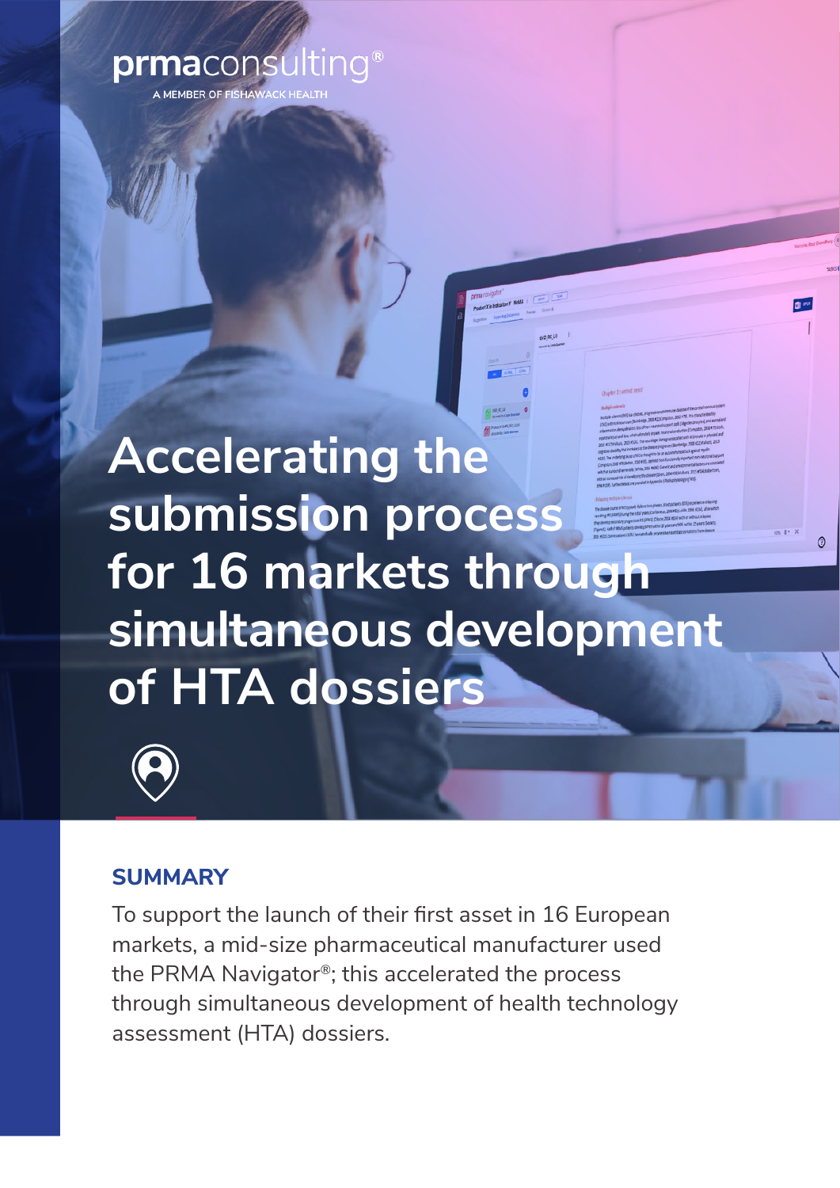prmaconsulting®

A MEMBER OF FISHAWACK HEALTH

# Accelerating the submission process for 16 markets through simultaneous development of HTA dossiers

## SUMMARY

To support the launch of their first asset in 16 European markets, a mid-size pharmaceutical manufacturer used the PRMA Navigator®; this accelerated the process through simultaneous development of health technology assessment (HTA) dossiers.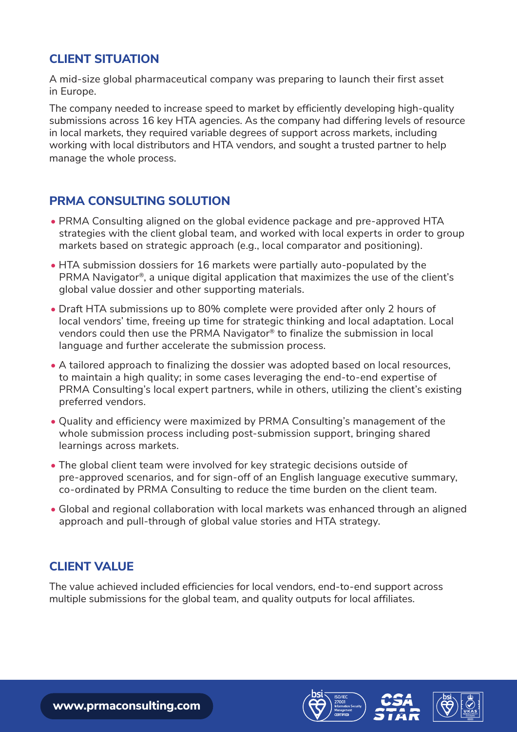## CLIENT SITUATION

A mid-size global pharmaceutical company was preparing to launch their first asset in Europe.

The company needed to increase speed to market by efficiently developing high-quality submissions across 16 key HTA agencies. As the company had differing levels of resource in local markets, they required variable degrees of support across markets, including working with local distributors and HTA vendors, and sought a trusted partner to help manage the whole process.

## PRMA CONSULTING SOLUTION

- PRMA Consulting aligned on the global evidence package and pre-approved HTA strategies with the client global team, and worked with local experts in order to group markets based on strategic approach (e.g., local comparator and positioning).
- HTA submission dossiers for 16 markets were partially auto-populated by the PRMA Navigator®, a unique digital application that maximizes the use of the client's global value dossier and other supporting materials.
- Draft HTA submissions up to 80% complete were provided after only 2 hours of local vendors' time, freeing up time for strategic thinking and local adaptation. Local vendors could then use the PRMA Navigator® to finalize the submission in local language and further accelerate the submission process.
- A tailored approach to finalizing the dossier was adopted based on local resources, to maintain a high quality; in some cases leveraging the end-to-end expertise of PRMA Consulting's local expert partners, while in others, utilizing the client's existing preferred vendors.
- Quality and efficiency were maximized by PRMA Consulting's management of the whole submission process including post-submission support, bringing shared learnings across markets.
- The global client team were involved for key strategic decisions outside of pre-approved scenarios, and for sign-off of an English language executive summary, co-ordinated by PRMA Consulting to reduce the time burden on the client team.
- Global and regional collaboration with local markets was enhanced through an aligned approach and pull-through of global value stories and HTA strategy.

## CLIENT VALUE

The value achieved included efficiencies for local vendors, end-to-end support across multiple submissions for the global team, and quality outputs for local affiliates.

www.prmaconsulting.com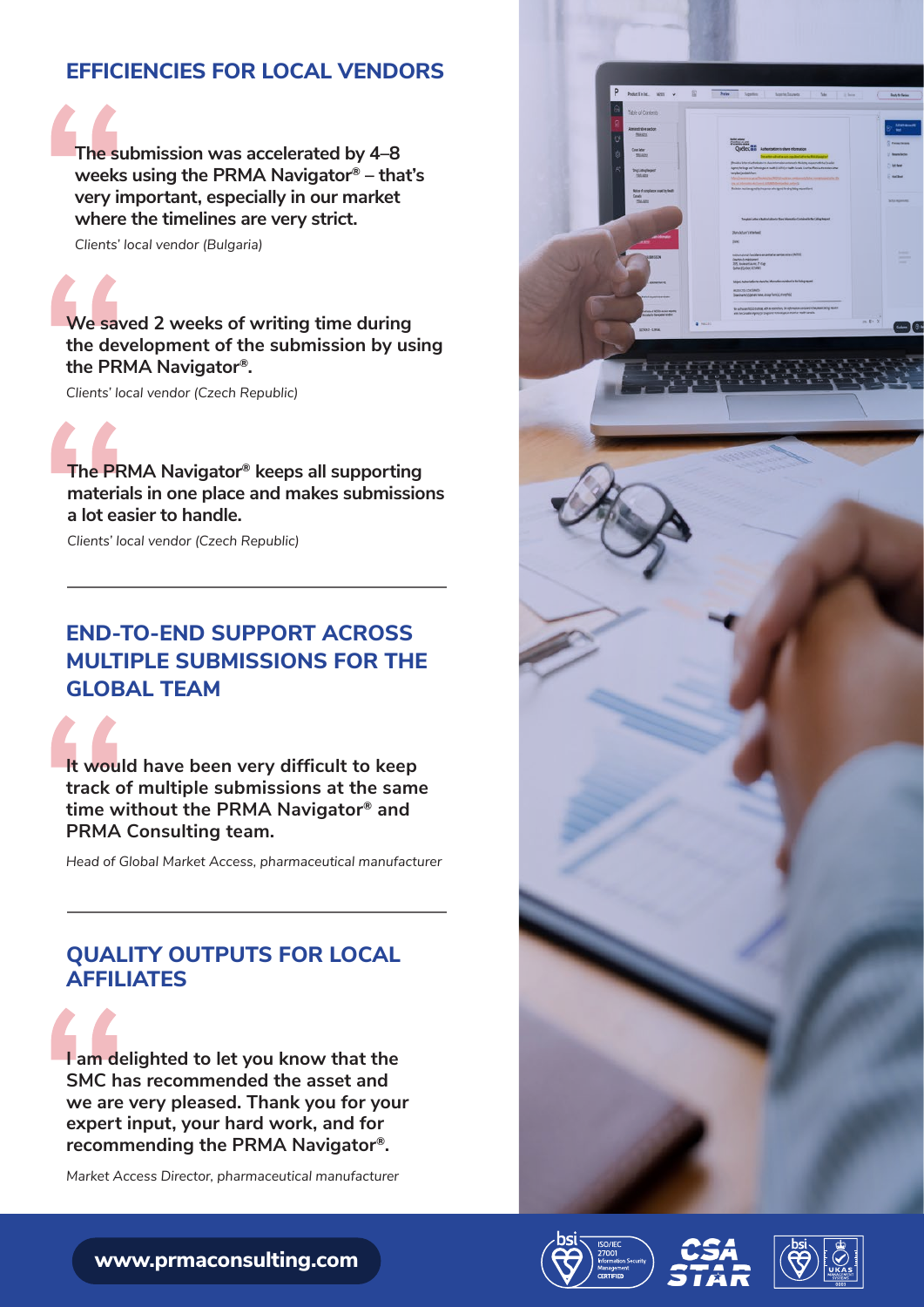## EFFICIENCIES FOR LOCAL VENDORS

**The submission was accelerated by 4–8 weeks using the PRMA Navigator® – that's very important, especially in our market where the timelines are very strict.**

*Clients' local vendor (Bulgaria)*

**We saved 2 weeks of writing time during the development of the submission by using the PRMA Navigator®.**

*Clients' local vendor (Czech Republic)*

**The PRMA Navigator® keeps all supporting materials in one place and makes submissions a lot easier to handle.**

*Clients' local vendor (Czech Republic)*

## END-TO-END SUPPORT ACROSS MULTIPLE SUBMISSIONS FOR THE GLOBAL TEAM

**It would have been very difficult to keep track of multiple submissions at the same time without the PRMA Navigator® and PRMA Consulting team.**

*Head of Global Market Access, pharmaceutical manufacturer*

## QUALITY OUTPUTS FOR LOCAL AFFILIATES

**I am delighted to let you know that the SMC has recommended the asset and we are very pleased. Thank you for your expert input, your hard work, and for recommending the PRMA Navigator®.**

*Market Access Director, pharmaceutical manufacturer*

**www.prmaconsulting.com**

bsi ISO/IEC 27001 Information Security Management CERTIFIED

CSA STAR

bsi UKAS MANAGEMENT SYSTEMS 0003